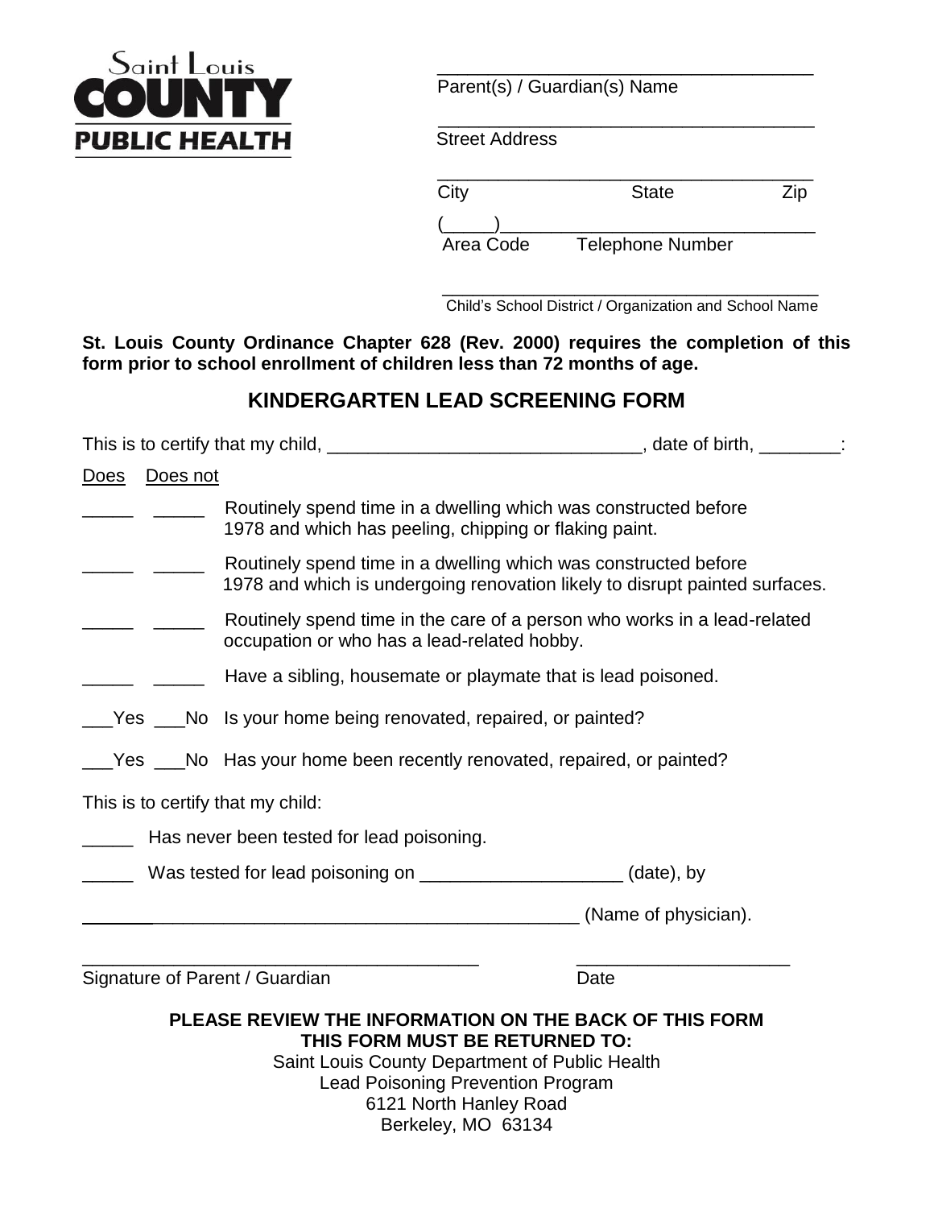Saint Louis COUNTY PUBLIC HEALTH

_____________________________________
Parent(s) / Guardian(s) Name

_____________________________________
Street Address

_____________________________________
City State Zip

(_____)_______________________________
Area Code Telephone Number

_____________________________________
Child's School District / Organization and School Name

**St. Louis County Ordinance Chapter 628 (Rev. 2000) requires the completion of this form prior to school enrollment of children less than 72 months of age.**

## KINDERGARTEN LEAD SCREENING FORM

This is to certify that my child, _______________________________, date of birth, ________:

| Does | Does not | |
|---|---|---|
| _____ | _____ | Routinely spend time in a dwelling which was constructed before 1978 and which has peeling, chipping or flaking paint. |
| _____ | _____ | Routinely spend time in a dwelling which was constructed before 1978 and which is undergoing renovation likely to disrupt painted surfaces. |
| _____ | _____ | Routinely spend time in the care of a person who works in a lead-related occupation or who has a lead-related hobby. |
| _____ | _____ | Have a sibling, housemate or playmate that is lead poisoned. |

___Yes ___No Is your home being renovated, repaired, or painted?

___Yes ___No Has your home been recently renovated, repaired, or painted?

This is to certify that my child:

_____ Has never been tested for lead poisoning.

_____ Was tested for lead poisoning on ____________________ (date), by

_____________________________________________________ (Name of physician).

_______________________________________ _____________________
Signature of Parent / Guardian Date

**PLEASE REVIEW THE INFORMATION ON THE BACK OF THIS FORM**
**THIS FORM MUST BE RETURNED TO:**

Saint Louis County Department of Public Health
Lead Poisoning Prevention Program
6121 North Hanley Road
Berkeley, MO 63134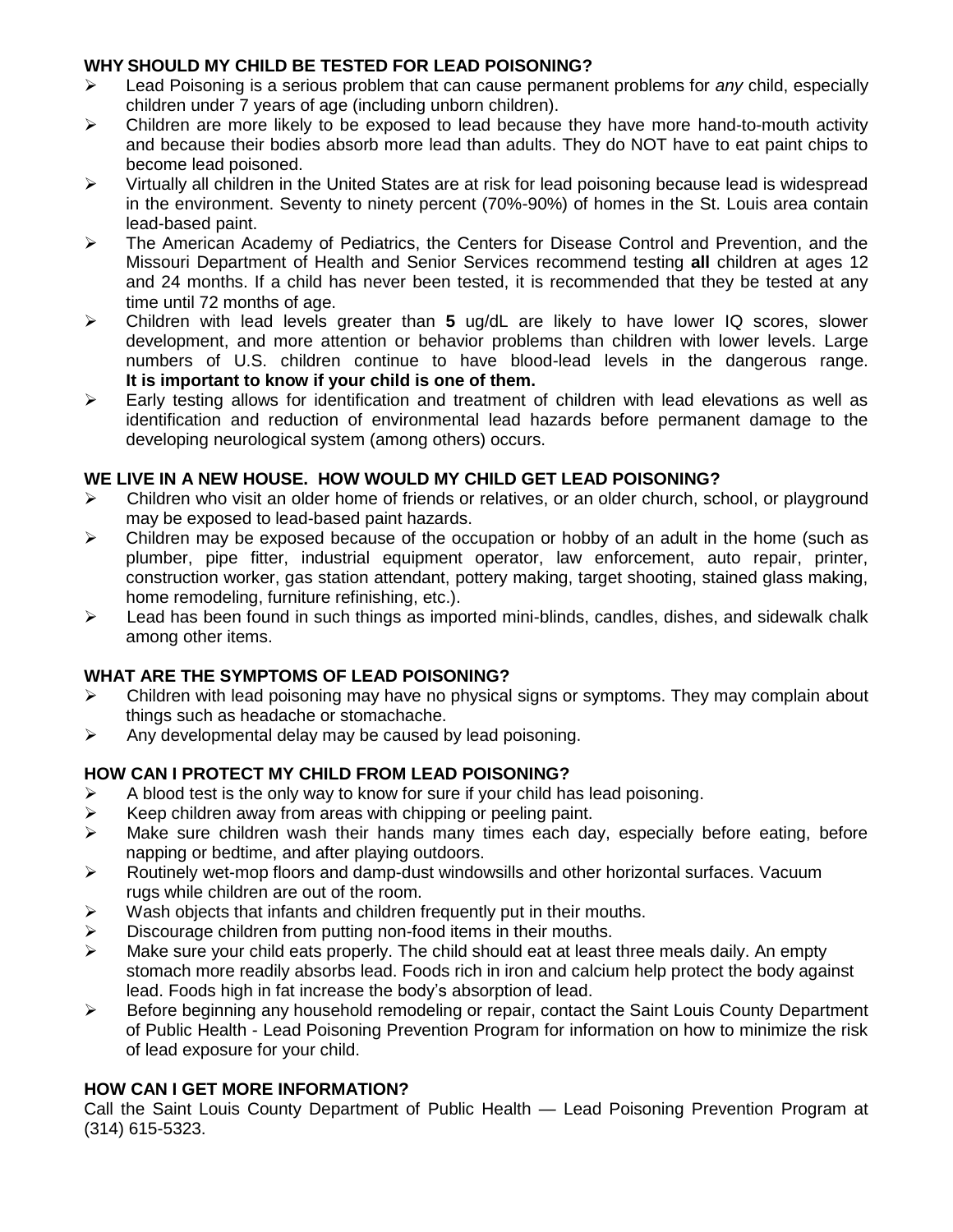## WHY SHOULD MY CHILD BE TESTED FOR LEAD POISONING?

- Lead Poisoning is a serious problem that can cause permanent problems for *any* child, especially children under 7 years of age (including unborn children).
- Children are more likely to be exposed to lead because they have more hand-to-mouth activity and because their bodies absorb more lead than adults. They do NOT have to eat paint chips to become lead poisoned.
- Virtually all children in the United States are at risk for lead poisoning because lead is widespread in the environment. Seventy to ninety percent (70%-90%) of homes in the St. Louis area contain lead-based paint.
- The American Academy of Pediatrics, the Centers for Disease Control and Prevention, and the Missouri Department of Health and Senior Services recommend testing **all** children at ages 12 and 24 months. If a child has never been tested, it is recommended that they be tested at any time until 72 months of age.
- Children with lead levels greater than **5** ug/dL are likely to have lower IQ scores, slower development, and more attention or behavior problems than children with lower levels. Large numbers of U.S. children continue to have blood-lead levels in the dangerous range. **It is important to know if your child is one of them.**
- Early testing allows for identification and treatment of children with lead elevations as well as identification and reduction of environmental lead hazards before permanent damage to the developing neurological system (among others) occurs.

## WE LIVE IN A NEW HOUSE. HOW WOULD MY CHILD GET LEAD POISONING?

- Children who visit an older home of friends or relatives, or an older church, school, or playground may be exposed to lead-based paint hazards.
- Children may be exposed because of the occupation or hobby of an adult in the home (such as plumber, pipe fitter, industrial equipment operator, law enforcement, auto repair, printer, construction worker, gas station attendant, pottery making, target shooting, stained glass making, home remodeling, furniture refinishing, etc.).
- Lead has been found in such things as imported mini-blinds, candles, dishes, and sidewalk chalk among other items.

## WHAT ARE THE SYMPTOMS OF LEAD POISONING?

- Children with lead poisoning may have no physical signs or symptoms. They may complain about things such as headache or stomachache.
- Any developmental delay may be caused by lead poisoning.

## HOW CAN I PROTECT MY CHILD FROM LEAD POISONING?

- A blood test is the only way to know for sure if your child has lead poisoning.
- Keep children away from areas with chipping or peeling paint.
- Make sure children wash their hands many times each day, especially before eating, before napping or bedtime, and after playing outdoors.
- Routinely wet-mop floors and damp-dust windowsills and other horizontal surfaces. Vacuum rugs while children are out of the room.
- Wash objects that infants and children frequently put in their mouths.
- Discourage children from putting non-food items in their mouths.
- Make sure your child eats properly. The child should eat at least three meals daily. An empty stomach more readily absorbs lead. Foods rich in iron and calcium help protect the body against lead. Foods high in fat increase the body's absorption of lead.
- Before beginning any household remodeling or repair, contact the Saint Louis County Department of Public Health - Lead Poisoning Prevention Program for information on how to minimize the risk of lead exposure for your child.

## HOW CAN I GET MORE INFORMATION?

Call the Saint Louis County Department of Public Health — Lead Poisoning Prevention Program at (314) 615-5323.